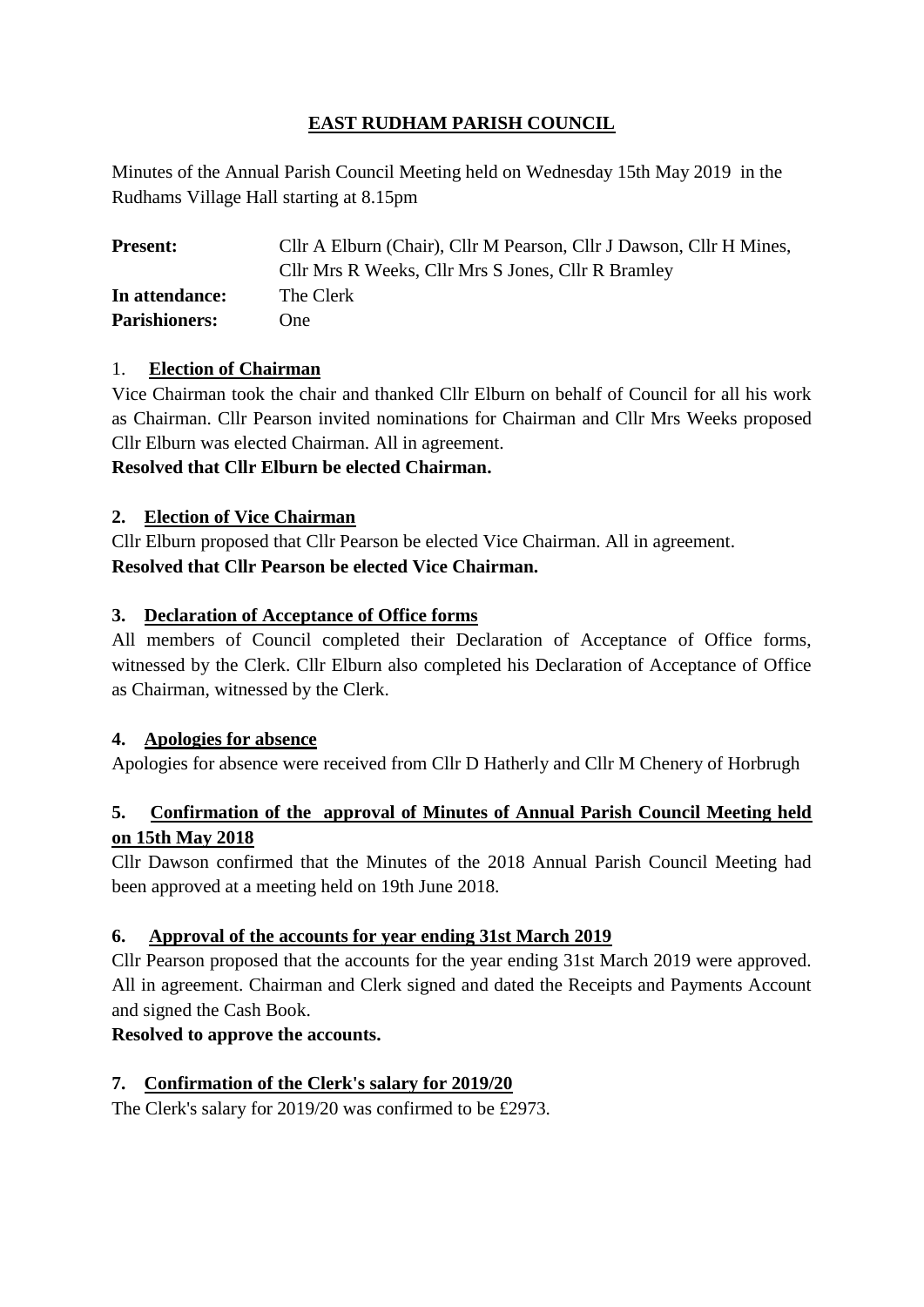# EAST RUDHAM PARISH COUNCIL

Minutes of the Annual Parish Council Meeting held on Wednesday 15th May 2019 in the Rudhams Village Hall starting at 8.15pm

| | |
|---|---|
| **Present:** | Cllr A Elburn (Chair), Cllr M Pearson, Cllr J Dawson, Cllr H Mines, Cllr Mrs R Weeks, Cllr Mrs S Jones, Cllr R Bramley |
| **In attendance:** | The Clerk |
| **Parishioners:** | One |

## 1. Election of Chairman

Vice Chairman took the chair and thanked Cllr Elburn on behalf of Council for all his work as Chairman. Cllr Pearson invited nominations for Chairman and Cllr Mrs Weeks proposed Cllr Elburn was elected Chairman. All in agreement.

**Resolved that Cllr Elburn be elected Chairman.**

## 2. Election of Vice Chairman

Cllr Elburn proposed that Cllr Pearson be elected Vice Chairman. All in agreement.

**Resolved that Cllr Pearson be elected Vice Chairman.**

## 3. Declaration of Acceptance of Office forms

All members of Council completed their Declaration of Acceptance of Office forms, witnessed by the Clerk. Cllr Elburn also completed his Declaration of Acceptance of Office as Chairman, witnessed by the Clerk.

## 4. Apologies for absence

Apologies for absence were received from Cllr D Hatherly and Cllr M Chenery of Horbrugh

## 5. Confirmation of the approval of Minutes of Annual Parish Council Meeting held on 15th May 2018

Cllr Dawson confirmed that the Minutes of the 2018 Annual Parish Council Meeting had been approved at a meeting held on 19th June 2018.

## 6. Approval of the accounts for year ending 31st March 2019

Cllr Pearson proposed that the accounts for the year ending 31st March 2019 were approved. All in agreement. Chairman and Clerk signed and dated the Receipts and Payments Account and signed the Cash Book.

**Resolved to approve the accounts.**

## 7. Confirmation of the Clerk's salary for 2019/20

The Clerk's salary for 2019/20 was confirmed to be £2973.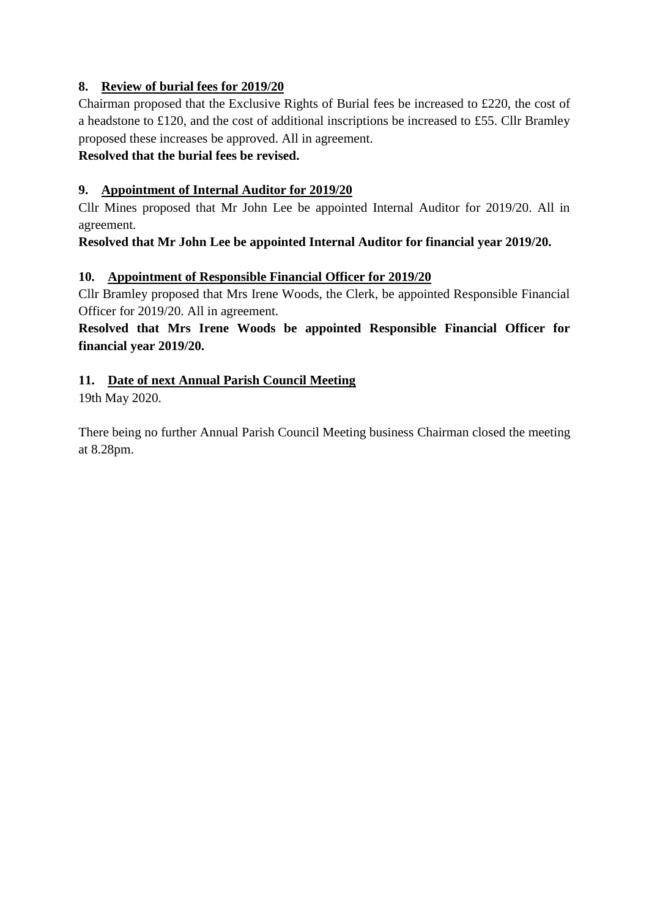**8. Review of burial fees for 2019/20**

Chairman proposed that the Exclusive Rights of Burial fees be increased to £220, the cost of a headstone to £120, and the cost of additional inscriptions be increased to £55. Cllr Bramley proposed these increases be approved. All in agreement.

**Resolved that the burial fees be revised.**

**9. Appointment of Internal Auditor for 2019/20**

Cllr Mines proposed that Mr John Lee be appointed Internal Auditor for 2019/20. All in agreement.

**Resolved that Mr John Lee be appointed Internal Auditor for financial year 2019/20.**

**10. Appointment of Responsible Financial Officer for 2019/20**

Cllr Bramley proposed that Mrs Irene Woods, the Clerk, be appointed Responsible Financial Officer for 2019/20. All in agreement.

**Resolved that Mrs Irene Woods be appointed Responsible Financial Officer for financial year 2019/20.**

**11. Date of next Annual Parish Council Meeting**

19th May 2020.

There being no further Annual Parish Council Meeting business Chairman closed the meeting at 8.28pm.